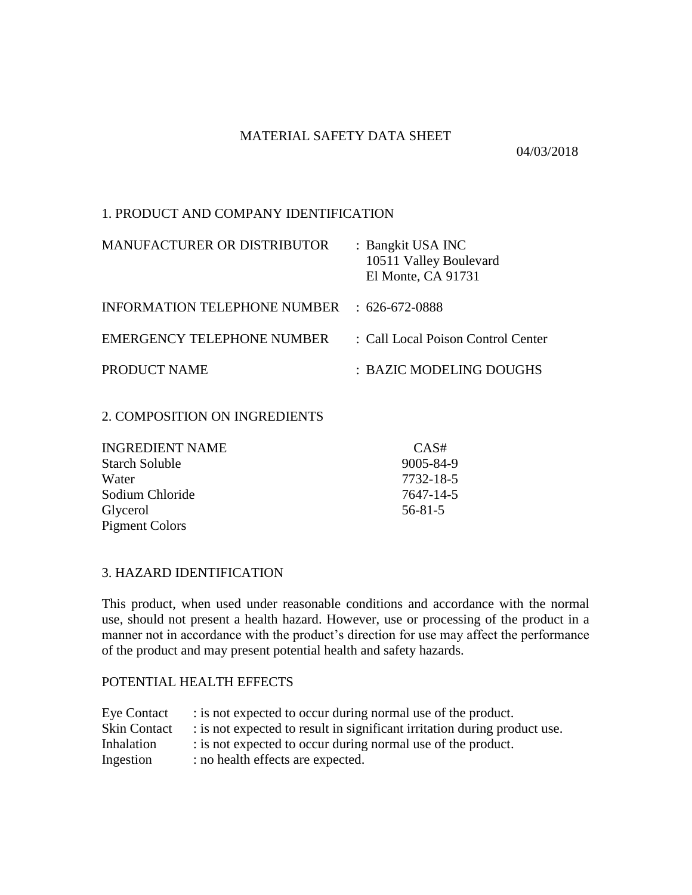# MATERIAL SAFETY DATA SHEET

04/03/2018

## 1. PRODUCT AND COMPANY IDENTIFICATION

| | |
|---|---|
| MANUFACTURER OR DISTRIBUTOR | : Bangkit USA INC<br>10511 Valley Boulevard<br>El Monte, CA 91731 |
| INFORMATION TELEPHONE NUMBER | : 626-672-0888 |
| EMERGENCY TELEPHONE NUMBER | : Call Local Poison Control Center |
| PRODUCT NAME | : BAZIC MODELING DOUGHS |

## 2. COMPOSITION ON INGREDIENTS

| INGREDIENT NAME | CAS# |
|---|---|
| Starch Soluble | 9005-84-9 |
| Water | 7732-18-5 |
| Sodium Chloride | 7647-14-5 |
| Glycerol | 56-81-5 |
| Pigment Colors | |

## 3. HAZARD IDENTIFICATION

This product, when used under reasonable conditions and accordance with the normal use, should not present a health hazard. However, use or processing of the product in a manner not in accordance with the product's direction for use may affect the performance of the product and may present potential health and safety hazards.

### POTENTIAL HEALTH EFFECTS

| | |
|---|---|
| Eye Contact | : is not expected to occur during normal use of the product. |
| Skin Contact | : is not expected to result in significant irritation during product use. |
| Inhalation | : is not expected to occur during normal use of the product. |
| Ingestion | : no health effects are expected. |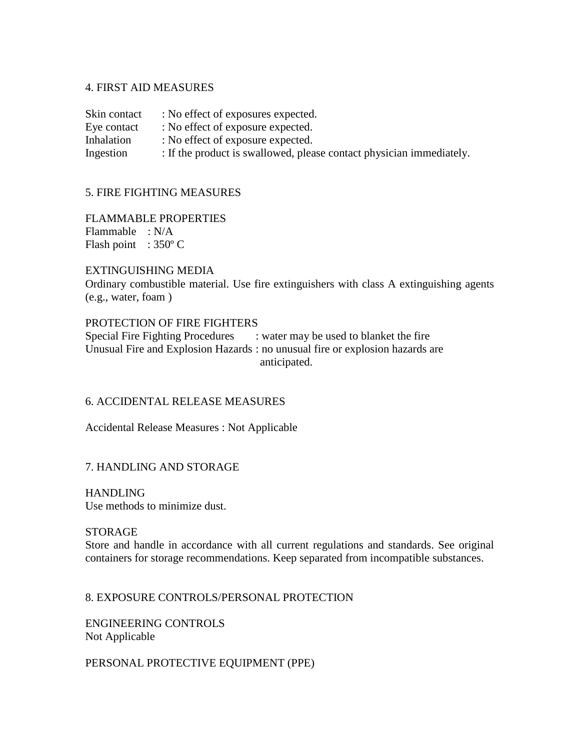## 4. FIRST AID MEASURES

Skin contact : No effect of exposures expected.
Eye contact : No effect of exposure expected.
Inhalation : No effect of exposure expected.
Ingestion : If the product is swallowed, please contact physician immediately.

## 5. FIRE FIGHTING MEASURES

FLAMMABLE PROPERTIES
Flammable : N/A
Flash point : 350º C

EXTINGUISHING MEDIA
Ordinary combustible material. Use fire extinguishers with class A extinguishing agents (e.g., water, foam )

PROTECTION OF FIRE FIGHTERS
Special Fire Fighting Procedures : water may be used to blanket the fire
Unusual Fire and Explosion Hazards : no unusual fire or explosion hazards are anticipated.

## 6. ACCIDENTAL RELEASE MEASURES

Accidental Release Measures : Not Applicable

## 7. HANDLING AND STORAGE

HANDLING
Use methods to minimize dust.

STORAGE
Store and handle in accordance with all current regulations and standards. See original containers for storage recommendations. Keep separated from incompatible substances.

## 8. EXPOSURE CONTROLS/PERSONAL PROTECTION

ENGINEERING CONTROLS
Not Applicable

PERSONAL PROTECTIVE EQUIPMENT (PPE)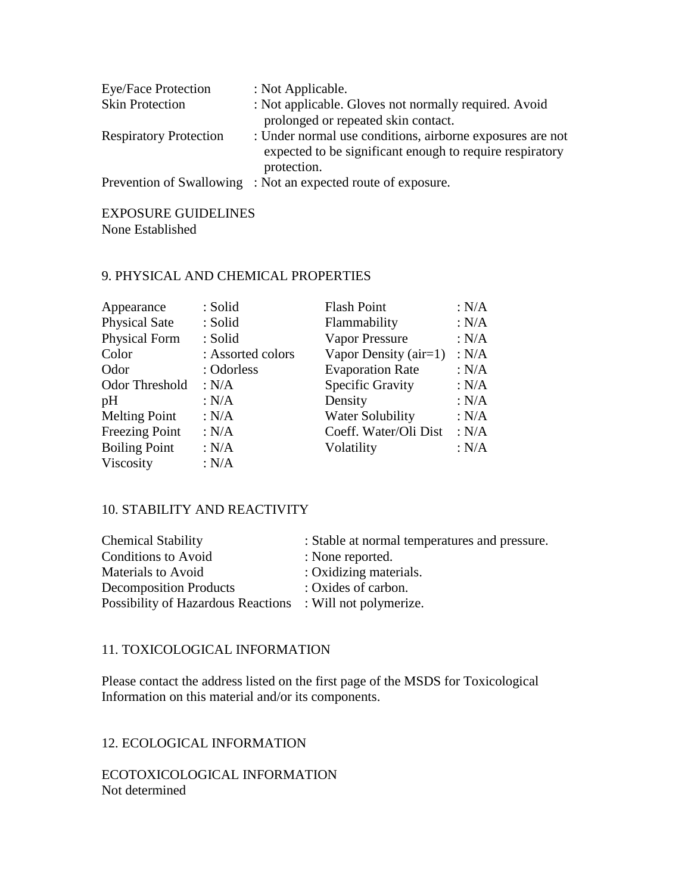| | |
|---|---|
| Eye/Face Protection | : Not Applicable. |
| Skin Protection | : Not applicable. Gloves not normally required. Avoid prolonged or repeated skin contact. |
| Respiratory Protection | : Under normal use conditions, airborne exposures are not expected to be significant enough to require respiratory protection. |
| Prevention of Swallowing | : Not an expected route of exposure. |

EXPOSURE GUIDELINES
None Established

## 9. PHYSICAL AND CHEMICAL PROPERTIES

| | | | |
|---|---|---|---|
| Appearance | : Solid | Flash Point | : N/A |
| Physical Sate | : Solid | Flammability | : N/A |
| Physical Form | : Solid | Vapor Pressure | : N/A |
| Color | : Assorted colors | Vapor Density (air=1) | : N/A |
| Odor | : Odorless | Evaporation Rate | : N/A |
| Odor Threshold | : N/A | Specific Gravity | : N/A |
| pH | : N/A | Density | : N/A |
| Melting Point | : N/A | Water Solubility | : N/A |
| Freezing Point | : N/A | Coeff. Water/Oli Dist | : N/A |
| Boiling Point | : N/A | Volatility | : N/A |
| Viscosity | : N/A | | |

## 10. STABILITY AND REACTIVITY

| | |
|---|---|
| Chemical Stability | : Stable at normal temperatures and pressure. |
| Conditions to Avoid | : None reported. |
| Materials to Avoid | : Oxidizing materials. |
| Decomposition Products | : Oxides of carbon. |
| Possibility of Hazardous Reactions | : Will not polymerize. |

## 11. TOXICOLOGICAL INFORMATION

Please contact the address listed on the first page of the MSDS for Toxicological Information on this material and/or its components.

## 12. ECOLOGICAL INFORMATION

ECOTOXICOLOGICAL INFORMATION
Not determined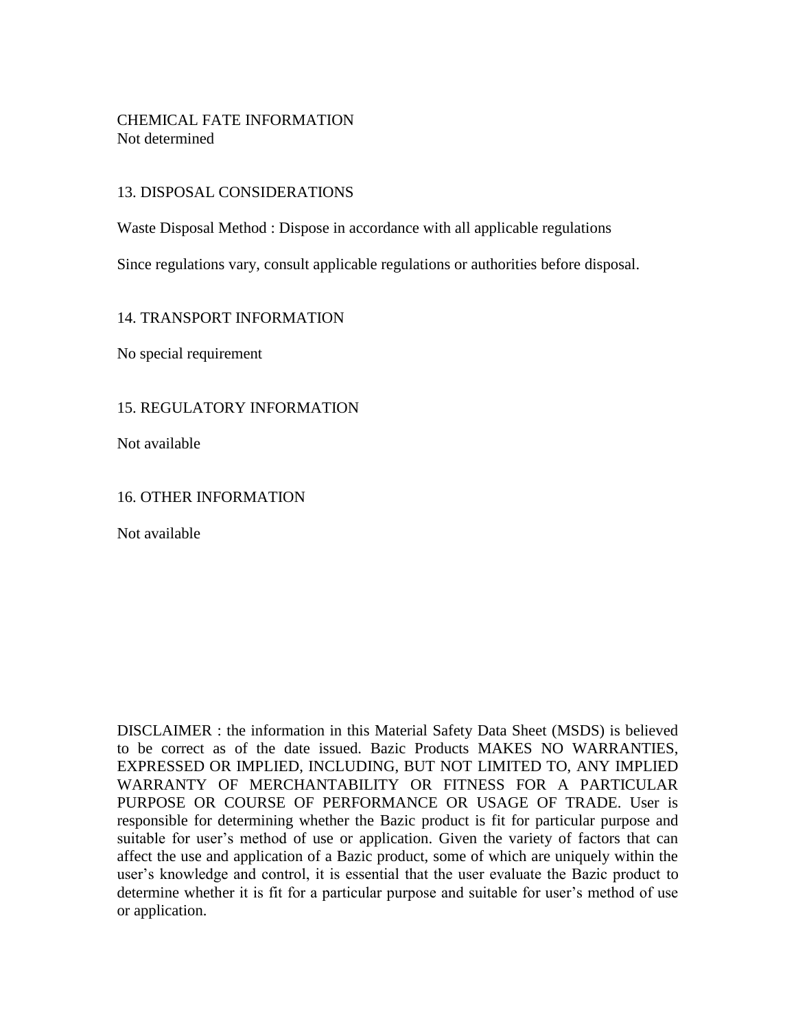CHEMICAL FATE INFORMATION
Not determined

## 13. DISPOSAL CONSIDERATIONS

Waste Disposal Method : Dispose in accordance with all applicable regulations

Since regulations vary, consult applicable regulations or authorities before disposal.

## 14. TRANSPORT INFORMATION

No special requirement

## 15. REGULATORY INFORMATION

Not available

## 16. OTHER INFORMATION

Not available

DISCLAIMER : the information in this Material Safety Data Sheet (MSDS) is believed to be correct as of the date issued. Bazic Products MAKES NO WARRANTIES, EXPRESSED OR IMPLIED, INCLUDING, BUT NOT LIMITED TO, ANY IMPLIED WARRANTY OF MERCHANTABILITY OR FITNESS FOR A PARTICULAR PURPOSE OR COURSE OF PERFORMANCE OR USAGE OF TRADE. User is responsible for determining whether the Bazic product is fit for particular purpose and suitable for user's method of use or application. Given the variety of factors that can affect the use and application of a Bazic product, some of which are uniquely within the user's knowledge and control, it is essential that the user evaluate the Bazic product to determine whether it is fit for a particular purpose and suitable for user's method of use or application.